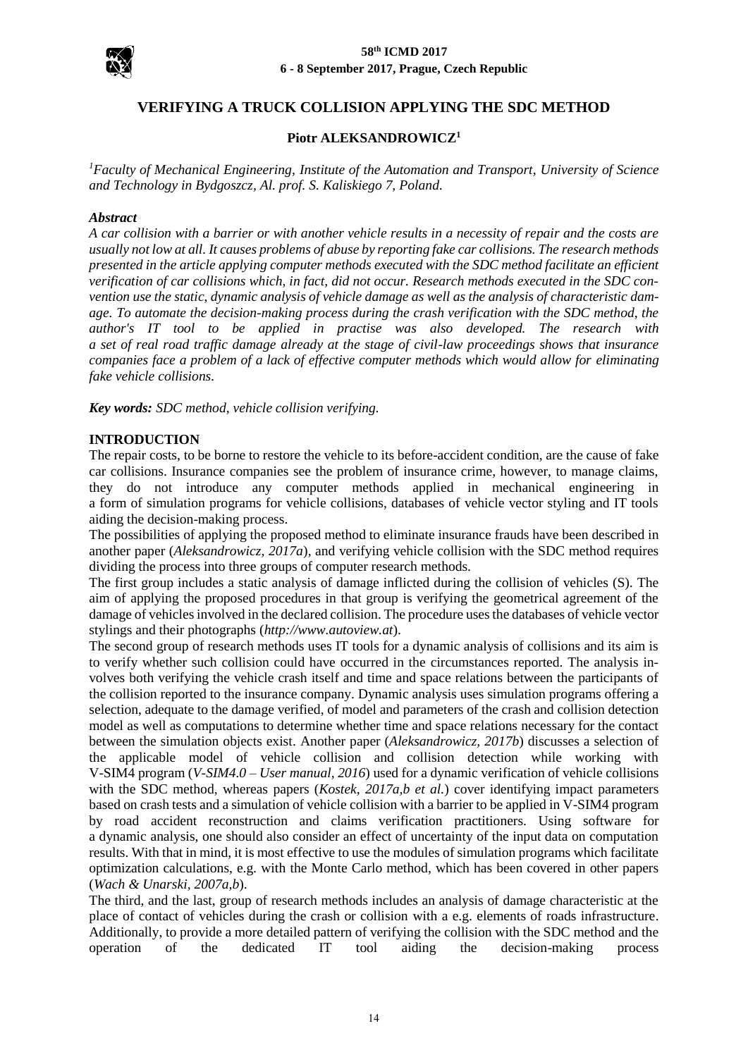# VERIFYING A TRUCK COLLISION APPLYING THE SDC METHOD

**Piotr ALEKSANDROWICZ[1]**

*[1]Faculty of Mechanical Engineering, Institute of the Automation and Transport, University of Science and Technology in Bydgoszcz, Al. prof. S. Kaliskiego 7, Poland.*

***Abstract***

*A car collision with a barrier or with another vehicle results in a necessity of repair and the costs are usually not low at all. It causes problems of abuse by reporting fake car collisions. The research methods presented in the article applying computer methods executed with the SDC method facilitate an efficient verification of car collisions which, in fact, did not occur. Research methods executed in the SDC convention use the static, dynamic analysis of vehicle damage as well as the analysis of characteristic damage. To automate the decision-making process during the crash verification with the SDC method, the author's IT tool to be applied in practise was also developed. The research with a set of real road traffic damage already at the stage of civil-law proceedings shows that insurance companies face a problem of a lack of effective computer methods which would allow for eliminating fake vehicle collisions.*

***Key words:*** *SDC method, vehicle collision verifying.*

## INTRODUCTION

The repair costs, to be borne to restore the vehicle to its before-accident condition, are the cause of fake car collisions. Insurance companies see the problem of insurance crime, however, to manage claims, they do not introduce any computer methods applied in mechanical engineering in a form of simulation programs for vehicle collisions, databases of vehicle vector styling and IT tools aiding the decision-making process.

The possibilities of applying the proposed method to eliminate insurance frauds have been described in another paper (*Aleksandrowicz, 2017a*), and verifying vehicle collision with the SDC method requires dividing the process into three groups of computer research methods.

The first group includes a static analysis of damage inflicted during the collision of vehicles (S). The aim of applying the proposed procedures in that group is verifying the geometrical agreement of the damage of vehicles involved in the declared collision. The procedure uses the databases of vehicle vector stylings and their photographs (*http://www.autoview.at*).

The second group of research methods uses IT tools for a dynamic analysis of collisions and its aim is to verify whether such collision could have occurred in the circumstances reported. The analysis involves both verifying the vehicle crash itself and time and space relations between the participants of the collision reported to the insurance company. Dynamic analysis uses simulation programs offering a selection, adequate to the damage verified, of model and parameters of the crash and collision detection model as well as computations to determine whether time and space relations necessary for the contact between the simulation objects exist. Another paper (*Aleksandrowicz, 2017b*) discusses a selection of the applicable model of vehicle collision and collision detection while working with V-SIM4 program (*V-SIM4.0 – User manual, 2016*) used for a dynamic verification of vehicle collisions with the SDC method, whereas papers (*Kostek, 2017a,b et al.*) cover identifying impact parameters based on crash tests and a simulation of vehicle collision with a barrier to be applied in V-SIM4 program by road accident reconstruction and claims verification practitioners. Using software for a dynamic analysis, one should also consider an effect of uncertainty of the input data on computation results. With that in mind, it is most effective to use the modules of simulation programs which facilitate optimization calculations, e.g. with the Monte Carlo method, which has been covered in other papers (*Wach & Unarski, 2007a,b*).

The third, and the last, group of research methods includes an analysis of damage characteristic at the place of contact of vehicles during the crash or collision with a e.g. elements of roads infrastructure. Additionally, to provide a more detailed pattern of verifying the collision with the SDC method and the operation of the dedicated IT tool aiding the decision-making process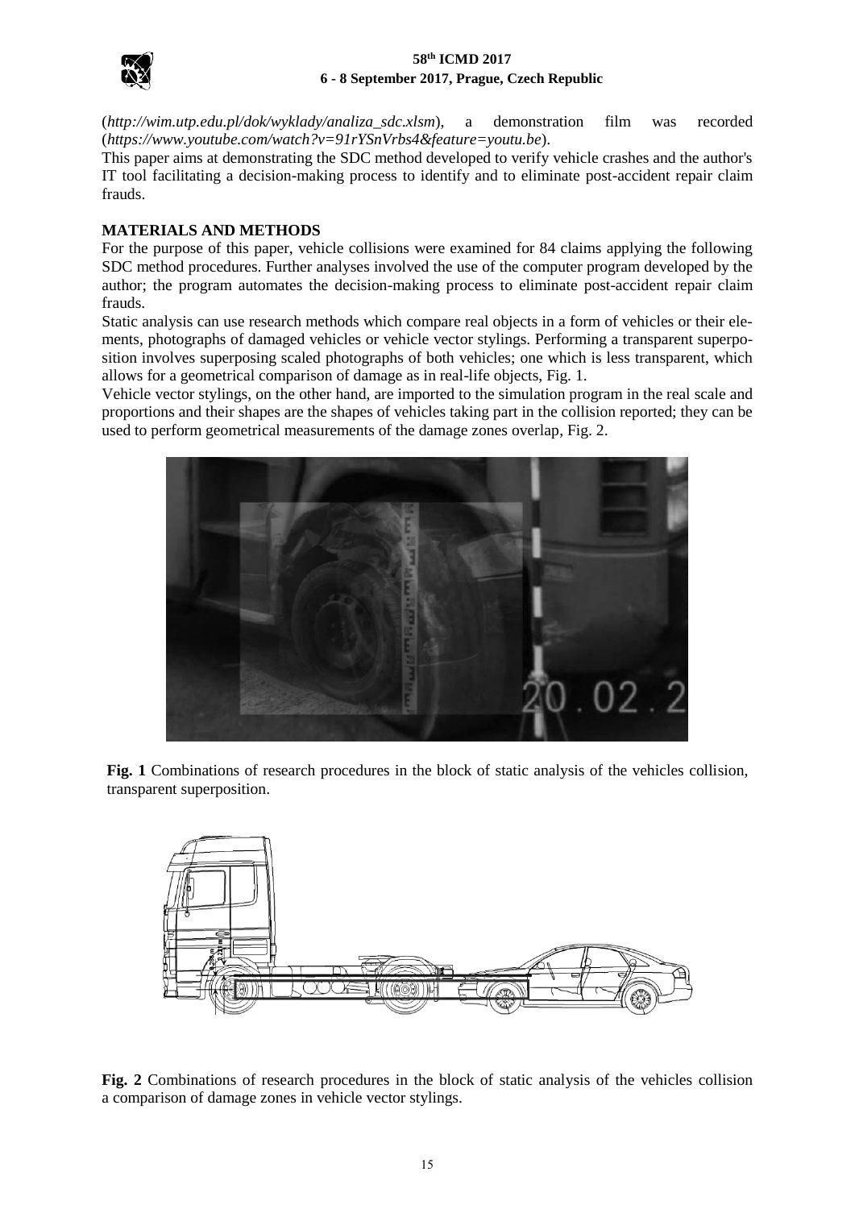(*http://wim.utp.edu.pl/dok/wyklady/analiza_sdc.xlsm*), a demonstration film was recorded (*https://www.youtube.com/watch?v=91rYSnVrbs4&feature=youtu.be*).

This paper aims at demonstrating the SDC method developed to verify vehicle crashes and the author's IT tool facilitating a decision-making process to identify and to eliminate post-accident repair claim frauds.

## MATERIALS AND METHODS

For the purpose of this paper, vehicle collisions were examined for 84 claims applying the following SDC method procedures. Further analyses involved the use of the computer program developed by the author; the program automates the decision-making process to eliminate post-accident repair claim frauds.

Static analysis can use research methods which compare real objects in a form of vehicles or their elements, photographs of damaged vehicles or vehicle vector stylings. Performing a transparent superposition involves superposing scaled photographs of both vehicles; one which is less transparent, which allows for a geometrical comparison of damage as in real-life objects, Fig. 1.

Vehicle vector stylings, on the other hand, are imported to the simulation program in the real scale and proportions and their shapes are the shapes of vehicles taking part in the collision reported; they can be used to perform geometrical measurements of the damage zones overlap, Fig. 2.

**Fig. 1** Combinations of research procedures in the block of static analysis of the vehicles collision, transparent superposition.

**Fig. 2** Combinations of research procedures in the block of static analysis of the vehicles collision a comparison of damage zones in vehicle vector stylings.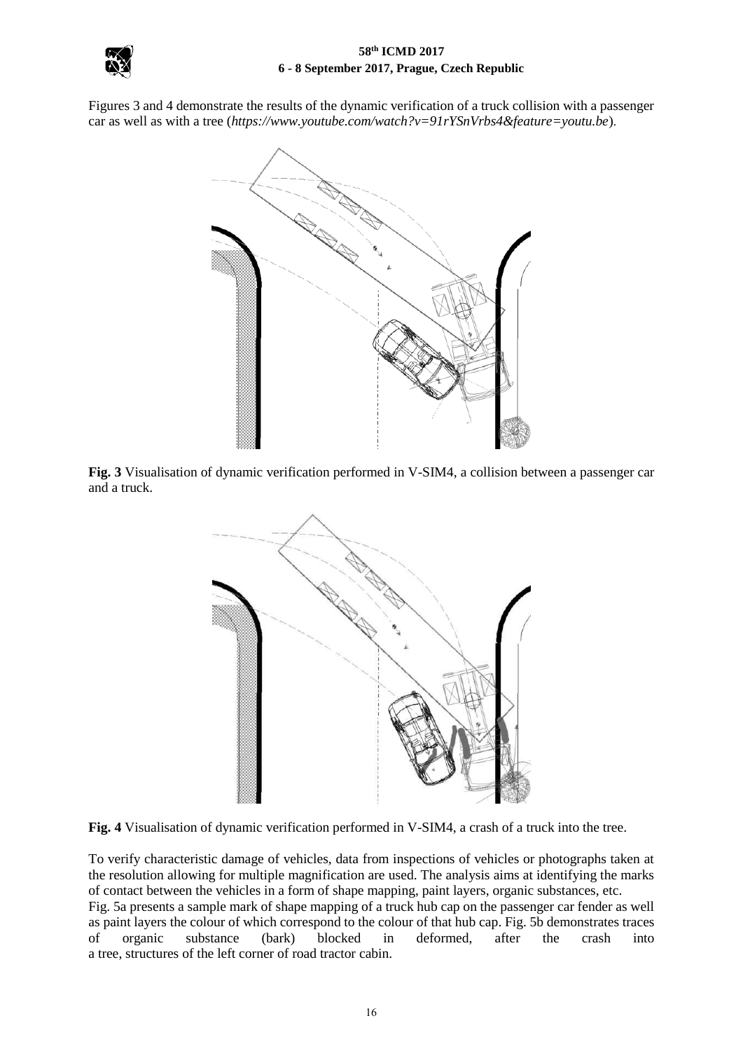Figures 3 and 4 demonstrate the results of the dynamic verification of a truck collision with a passenger car as well as with a tree (*https://www.youtube.com/watch?v=91rYSnVrbs4&feature=youtu.be*).

**Fig. 3** Visualisation of dynamic verification performed in V-SIM4, a collision between a passenger car and a truck.

**Fig. 4** Visualisation of dynamic verification performed in V-SIM4, a crash of a truck into the tree.

To verify characteristic damage of vehicles, data from inspections of vehicles or photographs taken at the resolution allowing for multiple magnification are used. The analysis aims at identifying the marks of contact between the vehicles in a form of shape mapping, paint layers, organic substances, etc.
Fig. 5a presents a sample mark of shape mapping of a truck hub cap on the passenger car fender as well as paint layers the colour of which correspond to the colour of that hub cap. Fig. 5b demonstrates traces of organic substance (bark) blocked in deformed, after the crash into a tree, structures of the left corner of road tractor cabin.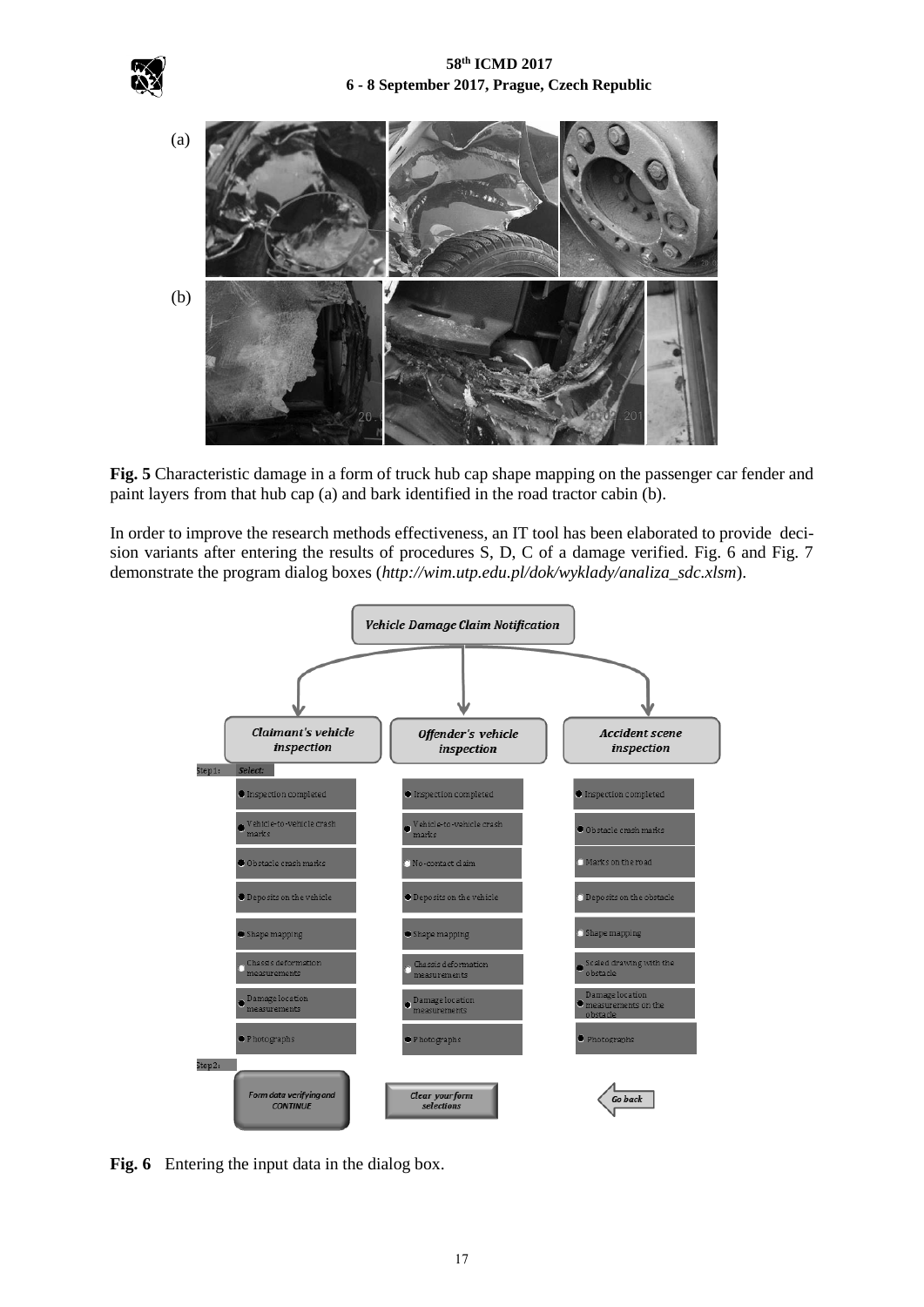**Fig. 5** Characteristic damage in a form of truck hub cap shape mapping on the passenger car fender and paint layers from that hub cap (a) and bark identified in the road tractor cabin (b).

In order to improve the research methods effectiveness, an IT tool has been elaborated to provide decision variants after entering the results of procedures S, D, C of a damage verified. Fig. 6 and Fig. 7 demonstrate the program dialog boxes (*http://wim.utp.edu.pl/dok/wyklady/analiza_sdc.xlsm*).

**Fig. 6** Entering the input data in the dialog box.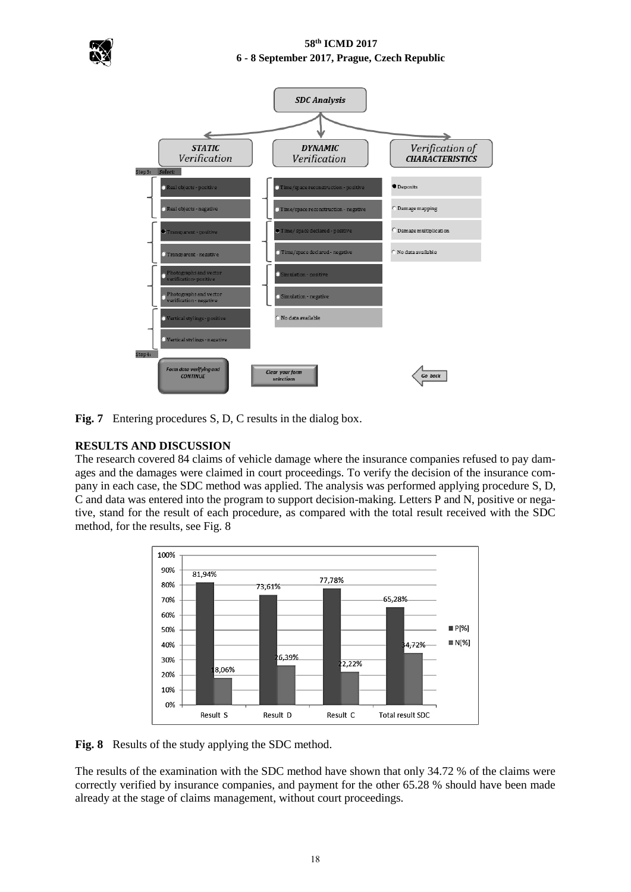**Fig. 7** Entering procedures S, D, C results in the dialog box.

## RESULTS AND DISCUSSION

The research covered 84 claims of vehicle damage where the insurance companies refused to pay damages and the damages were claimed in court proceedings. To verify the decision of the insurance company in each case, the SDC method was applied. The analysis was performed applying procedure S, D, C and data was entered into the program to support decision-making. Letters P and N, positive or negative, stand for the result of each procedure, as compared with the total result received with the SDC method, for the results, see Fig. 8

**Fig. 8** Results of the study applying the SDC method.

The results of the examination with the SDC method have shown that only 34.72 % of the claims were correctly verified by insurance companies, and payment for the other 65.28 % should have been made already at the stage of claims management, without court proceedings.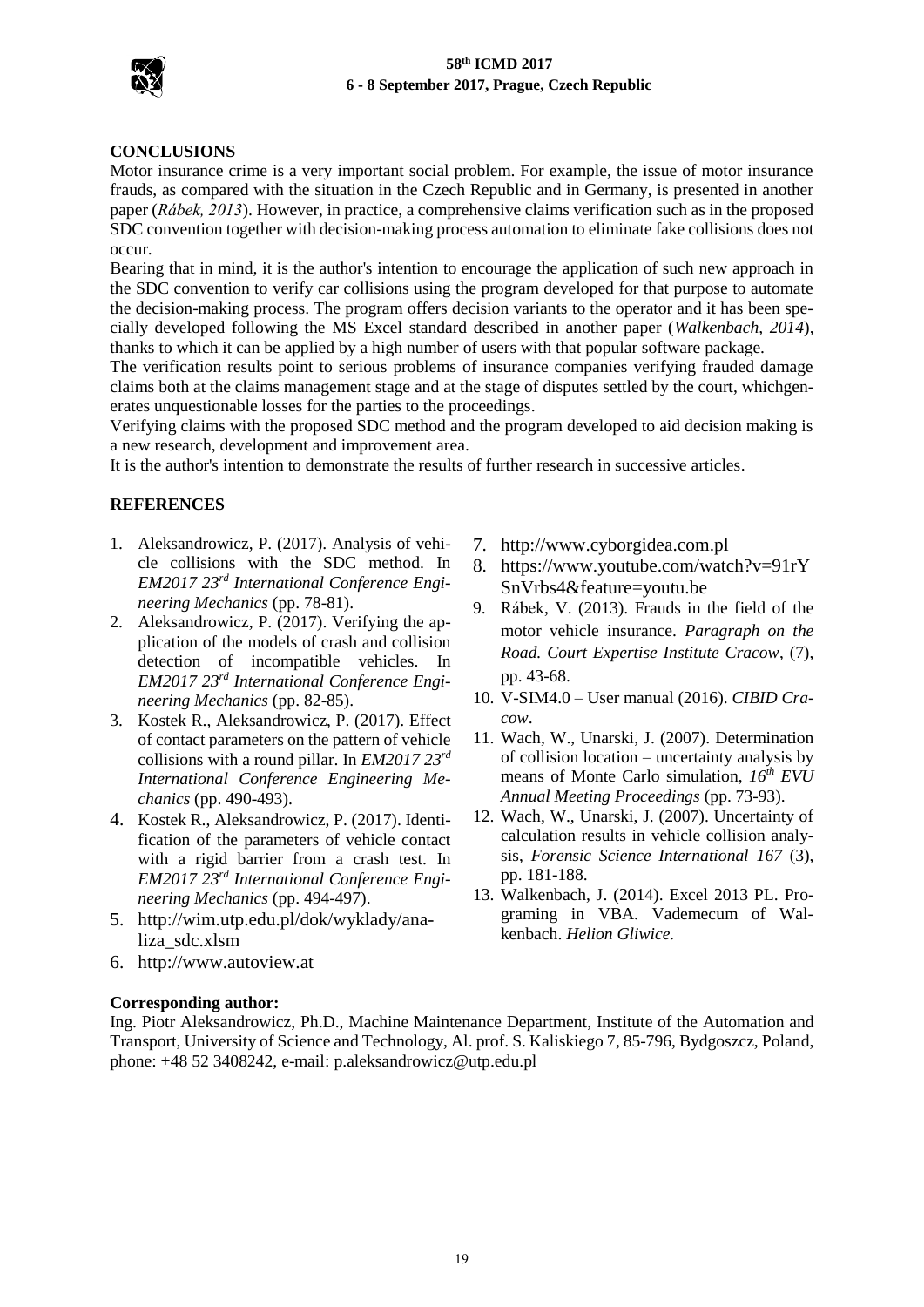## CONCLUSIONS

Motor insurance crime is a very important social problem. For example, the issue of motor insurance frauds, as compared with the situation in the Czech Republic and in Germany, is presented in another paper (*Rábek, 2013*). However, in practice, a comprehensive claims verification such as in the proposed SDC convention together with decision-making process automation to eliminate fake collisions does not occur.

Bearing that in mind, it is the author's intention to encourage the application of such new approach in the SDC convention to verify car collisions using the program developed for that purpose to automate the decision-making process. The program offers decision variants to the operator and it has been specially developed following the MS Excel standard described in another paper (*Walkenbach, 2014*), thanks to which it can be applied by a high number of users with that popular software package.

The verification results point to serious problems of insurance companies verifying frauded damage claims both at the claims management stage and at the stage of disputes settled by the court, whichgenerates unquestionable losses for the parties to the proceedings.

Verifying claims with the proposed SDC method and the program developed to aid decision making is a new research, development and improvement area.

It is the author's intention to demonstrate the results of further research in successive articles.

## REFERENCES

1. Aleksandrowicz, P. (2017). Analysis of vehicle collisions with the SDC method. In *EM2017 23rd International Conference Engineering Mechanics* (pp. 78-81).
2. Aleksandrowicz, P. (2017). Verifying the application of the models of crash and collision detection of incompatible vehicles. In *EM2017 23rd International Conference Engineering Mechanics* (pp. 82-85).
3. Kostek R., Aleksandrowicz, P. (2017). Effect of contact parameters on the pattern of vehicle collisions with a round pillar. In *EM2017 23rd International Conference Engineering Mechanics* (pp. 490-493).
4. Kostek R., Aleksandrowicz, P. (2017). Identification of the parameters of vehicle contact with a rigid barrier from a crash test. In *EM2017 23rd International Conference Engineering Mechanics* (pp. 494-497).
5. http://wim.utp.edu.pl/dok/wyklady/analiza_sdc.xlsm
6. http://www.autoview.at
7. http://www.cyborgidea.com.pl
8. https://www.youtube.com/watch?v=91rYSnVrbs4&feature=youtu.be
9. Rábek, V. (2013). Frauds in the field of the motor vehicle insurance. *Paragraph on the Road. Court Expertise Institute Cracow*, (7), pp. 43-68.
10. V-SIM4.0 – User manual (2016). *CIBID Cracow*.
11. Wach, W., Unarski, J. (2007). Determination of collision location – uncertainty analysis by means of Monte Carlo simulation, *16th EVU Annual Meeting Proceedings* (pp. 73-93).
12. Wach, W., Unarski, J. (2007). Uncertainty of calculation results in vehicle collision analysis, *Forensic Science International 167* (3), pp. 181-188.
13. Walkenbach, J. (2014). Excel 2013 PL. Programing in VBA. Vademecum of Walkenbach. *Helion Gliwice.*

**Corresponding author:**

Ing. Piotr Aleksandrowicz, Ph.D., Machine Maintenance Department, Institute of the Automation and Transport, University of Science and Technology, Al. prof. S. Kaliskiego 7, 85-796, Bydgoszcz, Poland, phone: +48 52 3408242, e-mail: p.aleksandrowicz@utp.edu.pl